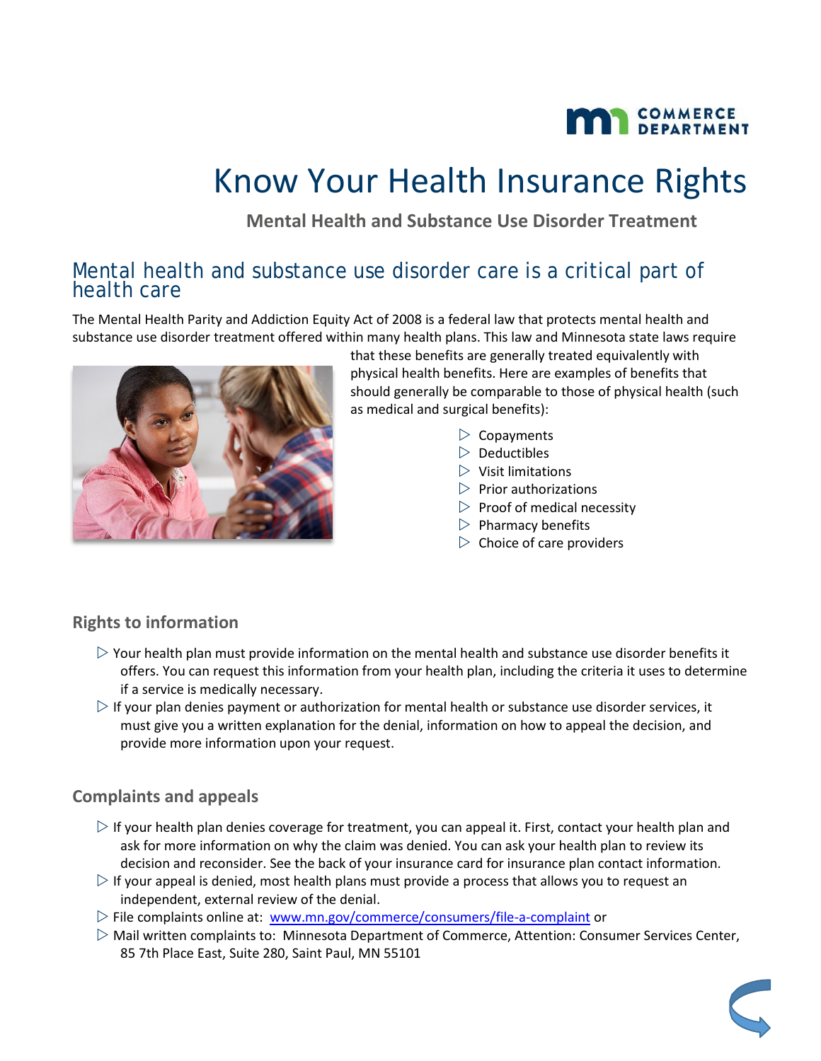# Know Your Health Insurance Rights

**Mental Health and Substance Use Disorder Treatment**

## Mental health and substance use disorder care is a critical part of health care

The Mental Health Parity and Addiction Equity Act of 2008 is a federal law that protects mental health and substance use disorder treatment offered within many health plans. This law and Minnesota state laws require that these benefits are generally treated equivalently with physical health benefits. Here are examples of benefits that should generally be comparable to those of physical health (such as medical and surgical benefits):

- Copayments
- Deductibles
- Visit limitations
- Prior authorizations
- Proof of medical necessity
- Pharmacy benefits
- Choice of care providers

### Rights to information

- Your health plan must provide information on the mental health and substance use disorder benefits it offers. You can request this information from your health plan, including the criteria it uses to determine if a service is medically necessary.
- If your plan denies payment or authorization for mental health or substance use disorder services, it must give you a written explanation for the denial, information on how to appeal the decision, and provide more information upon your request.

### Complaints and appeals

- If your health plan denies coverage for treatment, you can appeal it. First, contact your health plan and ask for more information on why the claim was denied. You can ask your health plan to review its decision and reconsider. See the back of your insurance card for insurance plan contact information.
- If your appeal is denied, most health plans must provide a process that allows you to request an independent, external review of the denial.
- File complaints online at: [www.mn.gov/commerce/consumers/file-a-complaint](http://www.mn.gov/commerce/consumers/file-a-complaint) or
- Mail written complaints to: Minnesota Department of Commerce, Attention: Consumer Services Center, 85 7th Place East, Suite 280, Saint Paul, MN 55101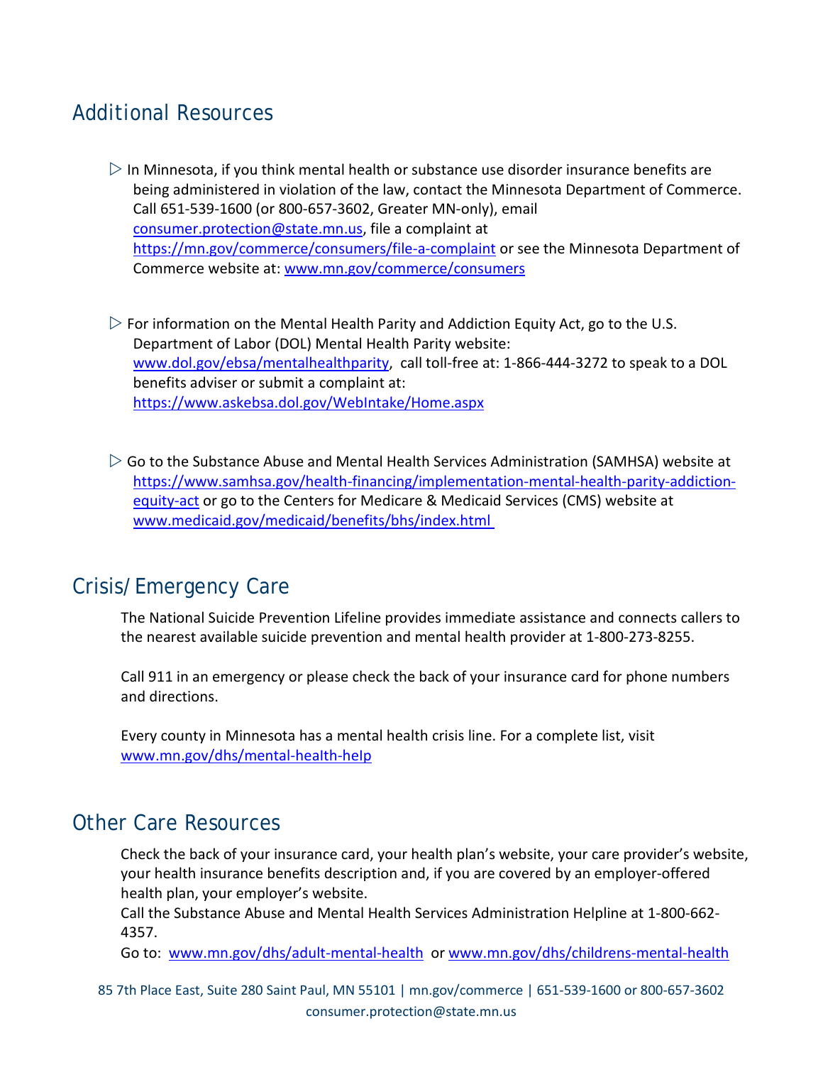## Additional Resources

- ▷ In Minnesota, if you think mental health or substance use disorder insurance benefits are being administered in violation of the law, contact the Minnesota Department of Commerce. Call 651-539-1600 (or 800-657-3602, Greater MN-only), email consumer.protection@state.mn.us, file a complaint at https://mn.gov/commerce/consumers/file-a-complaint or see the Minnesota Department of Commerce website at: www.mn.gov/commerce/consumers

- ▷ For information on the Mental Health Parity and Addiction Equity Act, go to the U.S. Department of Labor (DOL) Mental Health Parity website: www.dol.gov/ebsa/mentalhealthparity, call toll-free at: 1-866-444-3272 to speak to a DOL benefits adviser or submit a complaint at: https://www.askebsa.dol.gov/WebIntake/Home.aspx

- ▷ Go to the Substance Abuse and Mental Health Services Administration (SAMHSA) website at https://www.samhsa.gov/health-financing/implementation-mental-health-parity-addiction-equity-act or go to the Centers for Medicare & Medicaid Services (CMS) website at www.medicaid.gov/medicaid/benefits/bhs/index.html

## Crisis/Emergency Care

The National Suicide Prevention Lifeline provides immediate assistance and connects callers to the nearest available suicide prevention and mental health provider at 1-800-273-8255.

Call 911 in an emergency or please check the back of your insurance card for phone numbers and directions.

Every county in Minnesota has a mental health crisis line. For a complete list, visit www.mn.gov/dhs/mental-health-help

## Other Care Resources

Check the back of your insurance card, your health plan's website, your care provider's website, your health insurance benefits description and, if you are covered by an employer-offered health plan, your employer's website.

Call the Substance Abuse and Mental Health Services Administration Helpline at 1-800-662-4357.

Go to: www.mn.gov/dhs/adult-mental-health or www.mn.gov/dhs/childrens-mental-health

85 7th Place East, Suite 280 Saint Paul, MN 55101 | mn.gov/commerce | 651-539-1600 or 800-657-3602
consumer.protection@state.mn.us